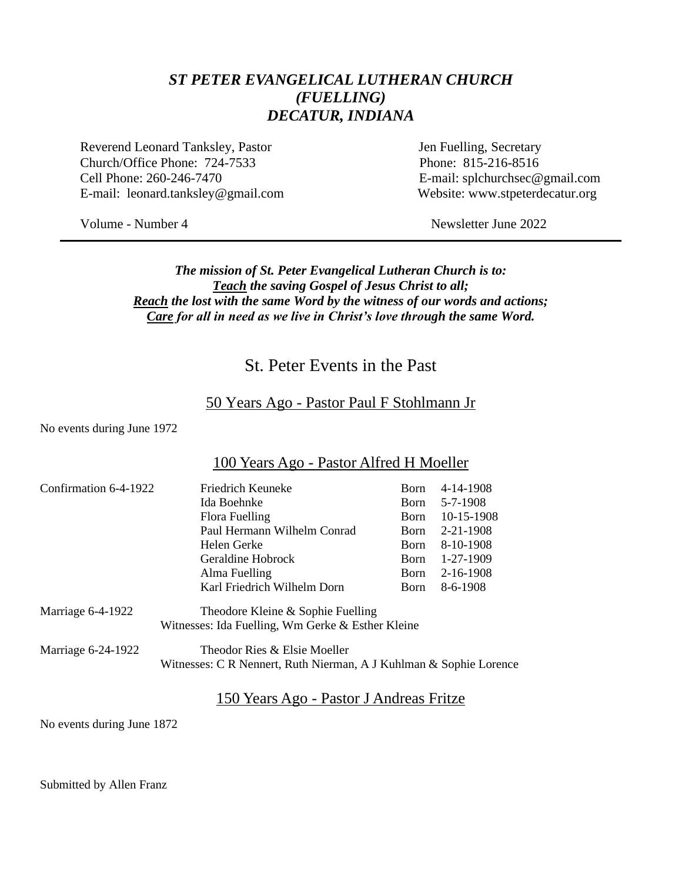# *ST PETER EVANGELICAL LUTHERAN CHURCH*
# *(FUELLING)*
# *DECATUR, INDIANA*

Reverend Leonard Tanksley, Pastor
Church/Office Phone: 724-7533
Cell Phone: 260-246-7470
E-mail: leonard.tanksley@gmail.com

Jen Fuelling, Secretary
Phone: 815-216-8516
E-mail: splchurchsec@gmail.com
Website: www.stpeterdecatur.org

Volume - Number 4

Newsletter June 2022

---

***The mission of St. Peter Evangelical Lutheran Church is to:***
***<u>Teach</u> the saving Gospel of Jesus Christ to all;***
***<u>Reach</u> the lost with the same Word by the witness of our words and actions;***
***<u>Care</u> for all in need as we live in Christ's love through the same Word.***

## St. Peter Events in the Past

### 50 Years Ago - Pastor Paul F Stohlmann Jr

No events during June 1972

### 100 Years Ago - Pastor Alfred H Moeller

| | | | |
|---|---|---|---|
| Confirmation 6-4-1922 | Friedrich Keuneke | Born | 4-14-1908 |
| | Ida Boehnke | Born | 5-7-1908 |
| | Flora Fuelling | Born | 10-15-1908 |
| | Paul Hermann Wilhelm Conrad | Born | 2-21-1908 |
| | Helen Gerke | Born | 8-10-1908 |
| | Geraldine Hobrock | Born | 1-27-1909 |
| | Alma Fuelling | Born | 2-16-1908 |
| | Karl Friedrich Wilhelm Dorn | Born | 8-6-1908 |

Marriage 6-4-1922 Theodore Kleine & Sophie Fuelling
Witnesses: Ida Fuelling, Wm Gerke & Esther Kleine

Marriage 6-24-1922 Theodor Ries & Elsie Moeller
Witnesses: C R Nennert, Ruth Nierman, A J Kuhlman & Sophie Lorence

### 150 Years Ago - Pastor J Andreas Fritze

No events during June 1872

Submitted by Allen Franz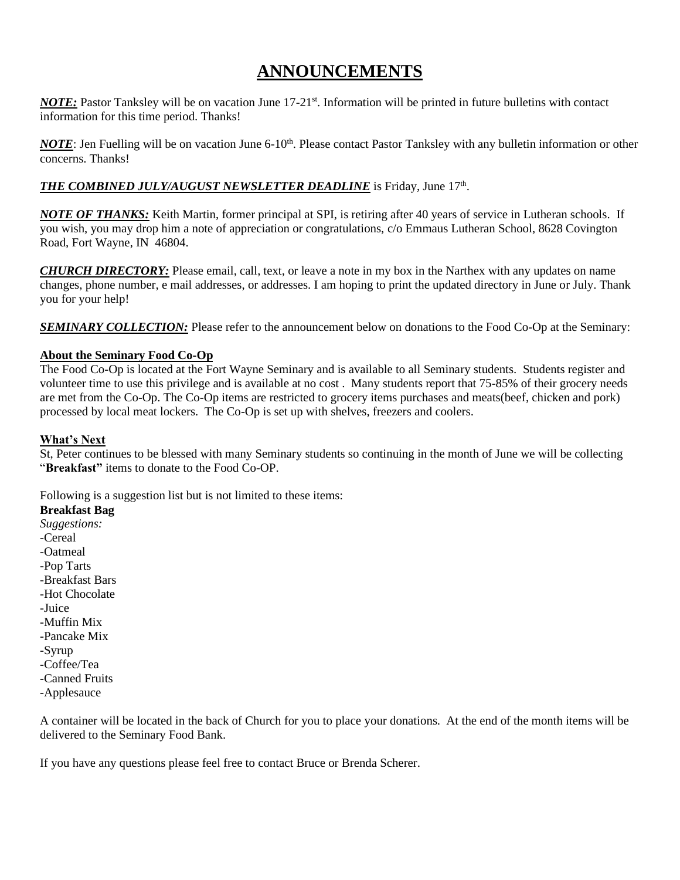# ANNOUNCEMENTS

***NOTE:*** Pastor Tanksley will be on vacation June 17-21st. Information will be printed in future bulletins with contact information for this time period. Thanks!

***NOTE***: Jen Fuelling will be on vacation June 6-10th. Please contact Pastor Tanksley with any bulletin information or other concerns. Thanks!

***THE COMBINED JULY/AUGUST NEWSLETTER DEADLINE*** is Friday, June 17th.

***NOTE OF THANKS:*** Keith Martin, former principal at SPI, is retiring after 40 years of service in Lutheran schools. If you wish, you may drop him a note of appreciation or congratulations, c/o Emmaus Lutheran School, 8628 Covington Road, Fort Wayne, IN 46804.

***CHURCH DIRECTORY:*** Please email, call, text, or leave a note in my box in the Narthex with any updates on name changes, phone number, e mail addresses, or addresses. I am hoping to print the updated directory in June or July. Thank you for your help!

***SEMINARY COLLECTION:*** Please refer to the announcement below on donations to the Food Co-Op at the Seminary:

**About the Seminary Food Co-Op**

The Food Co-Op is located at the Fort Wayne Seminary and is available to all Seminary students. Students register and volunteer time to use this privilege and is available at no cost . Many students report that 75-85% of their grocery needs are met from the Co-Op. The Co-Op items are restricted to grocery items purchases and meats(beef, chicken and pork) processed by local meat lockers. The Co-Op is set up with shelves, freezers and coolers.

**What's Next**

St, Peter continues to be blessed with many Seminary students so continuing in the month of June we will be collecting "**Breakfast"** items to donate to the Food Co-OP.

Following is a suggestion list but is not limited to these items:

**Breakfast Bag**

*Suggestions:*

-Cereal
-Oatmeal
-Pop Tarts
-Breakfast Bars
-Hot Chocolate
-Juice
-Muffin Mix
-Pancake Mix
-Syrup
-Coffee/Tea
-Canned Fruits
-Applesauce

A container will be located in the back of Church for you to place your donations. At the end of the month items will be delivered to the Seminary Food Bank.

If you have any questions please feel free to contact Bruce or Brenda Scherer.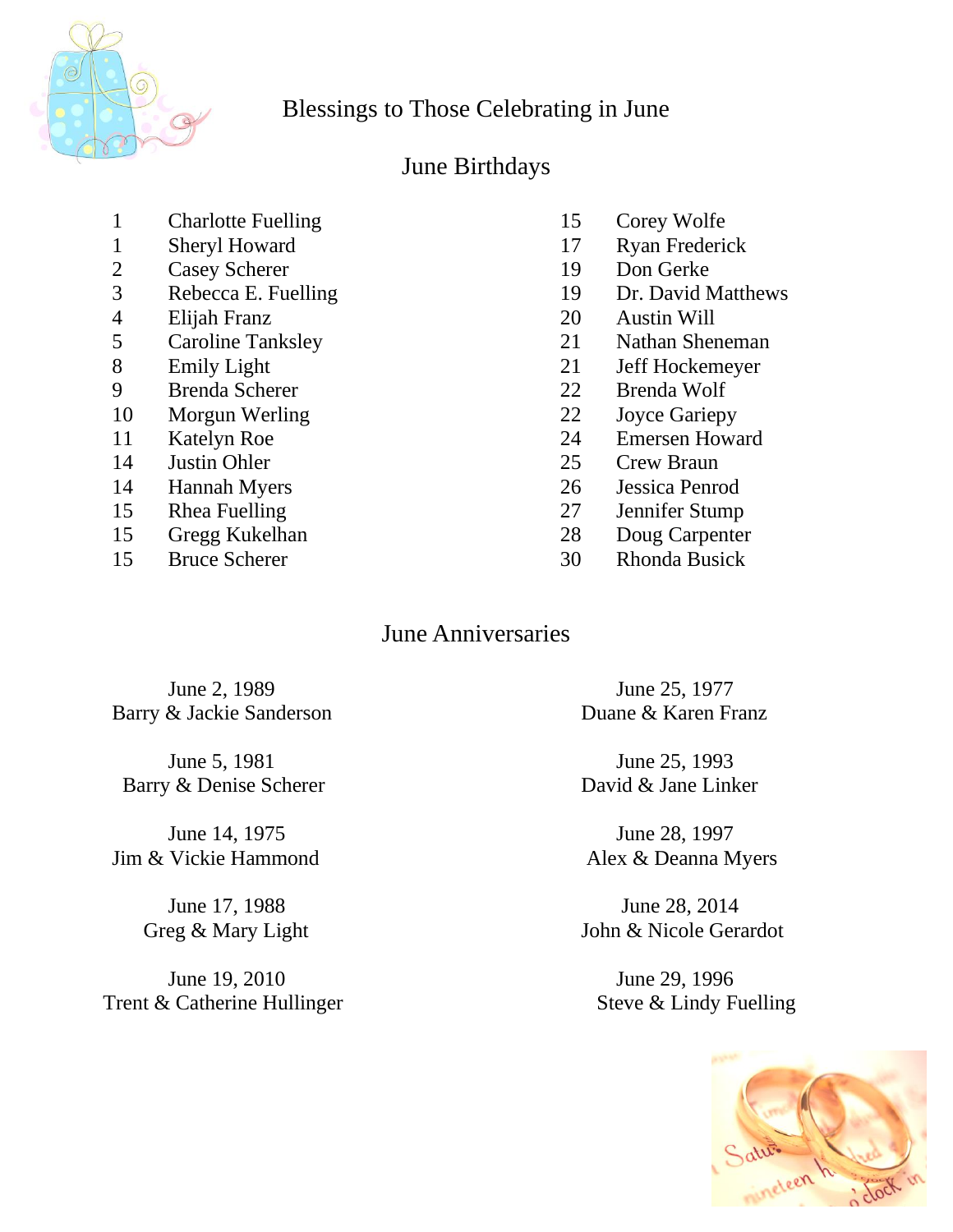# Blessings to Those Celebrating in June

## June Birthdays

| | |
|---|---|
| 1 | Charlotte Fuelling |
| 1 | Sheryl Howard |
| 2 | Casey Scherer |
| 3 | Rebecca E. Fuelling |
| 4 | Elijah Franz |
| 5 | Caroline Tanksley |
| 8 | Emily Light |
| 9 | Brenda Scherer |
| 10 | Morgun Werling |
| 11 | Katelyn Roe |
| 14 | Justin Ohler |
| 14 | Hannah Myers |
| 15 | Rhea Fuelling |
| 15 | Gregg Kukelhan |
| 15 | Bruce Scherer |
| 15 | Corey Wolfe |
| 17 | Ryan Frederick |
| 19 | Don Gerke |
| 19 | Dr. David Matthews |
| 20 | Austin Will |
| 21 | Nathan Sheneman |
| 21 | Jeff Hockemeyer |
| 22 | Brenda Wolf |
| 22 | Joyce Gariepy |
| 24 | Emersen Howard |
| 25 | Crew Braun |
| 26 | Jessica Penrod |
| 27 | Jennifer Stump |
| 28 | Doug Carpenter |
| 30 | Rhonda Busick |

## June Anniversaries

June 2, 1989
Barry & Jackie Sanderson

June 5, 1981
Barry & Denise Scherer

June 14, 1975
Jim & Vickie Hammond

June 17, 1988
Greg & Mary Light

June 19, 2010
Trent & Catherine Hullinger

June 25, 1977
Duane & Karen Franz

June 25, 1993
David & Jane Linker

June 28, 1997
Alex & Deanna Myers

June 28, 2014
John & Nicole Gerardot

June 29, 1996
Steve & Lindy Fuelling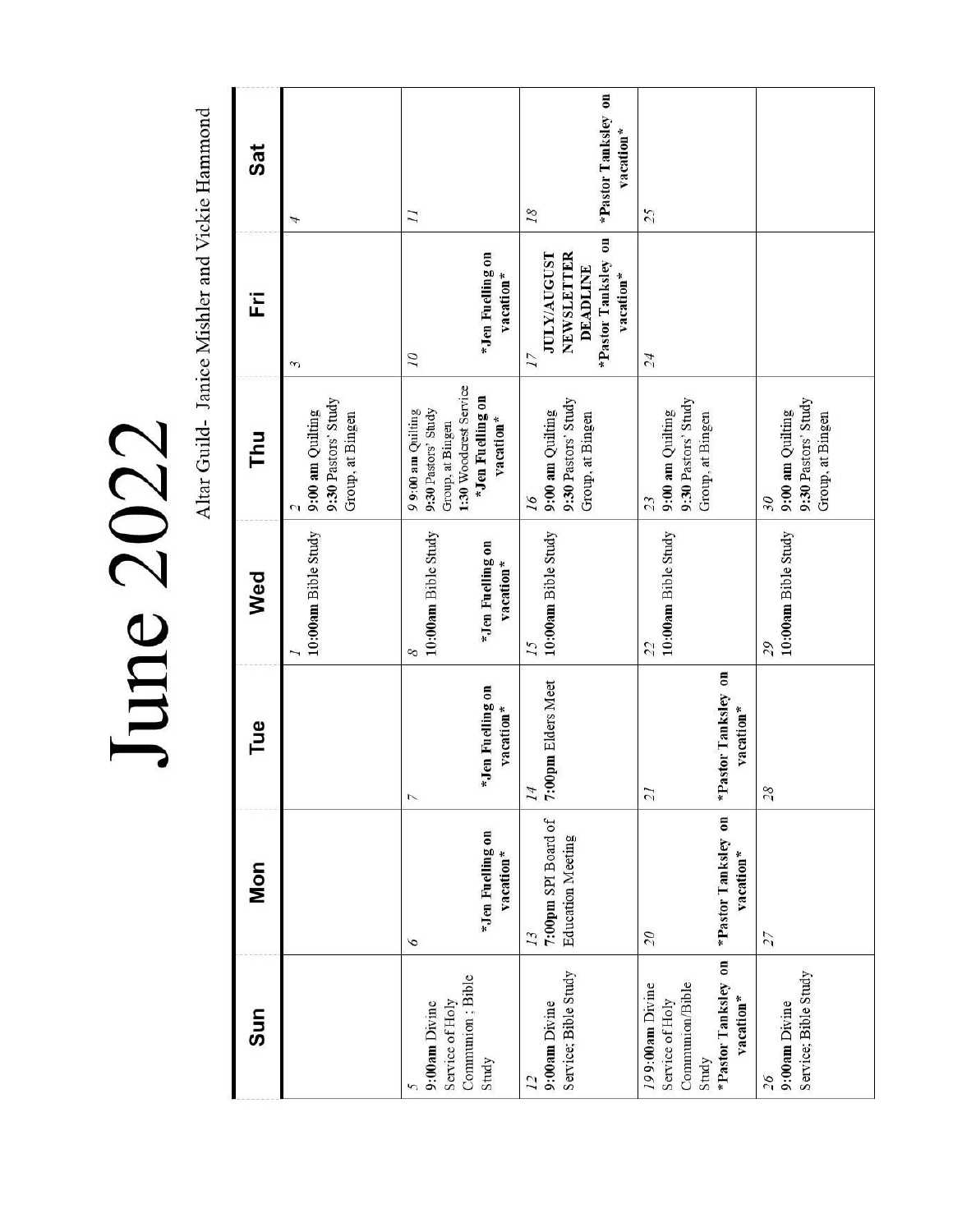# June 2022

Altar Guild- Janice Mishler and Vickie Hammond

| Sun | Mon | Tue | Wed | Thu | Fri | Sat |
|---|---|---|---|---|---|---|
| | | | 1 **10:00am** Bible Study | 2 **9:00 am** Quilting 9:30 Pastors' Study Group, at Bingen | 3 | 4 |
| 5 **9:00am** Divine Service of Holy Communion; Bible Study | 6 ***Jen Fuelling on vacation*** | 7 ***Jen Fuelling on vacation*** | 8 10:00am Bible Study ***Jen Fuelling on vacation*** | 9 9:00 am Quilting 9:30 Pastors' Study Group, at Bingen **1:30** Woodcrest Service ***Jen Fuelling on vacation*** | 10 ***Jen Fuelling on vacation*** | 11 |
| 12 **9:00am** Divine Service; Bible Study | 13 **7:00pm** SPI Board of Education Meeting | 14 **7:00pm** Elders Meet | 15 **10:00am** Bible Study | 16 **9:00 am** Quilting 9:30 Pastors' Study Group, at Bingen | 17 **JULY/AUGUST NEWSLETTER DEADLINE** ***Pastor Tanksley on vacation*** | 18 ***Pastor Tanksley on vacation*** |
| 19 **9:00am** Divine Service of Holy Communion/Bible Study ***Pastor Tanksley on vacation*** | 20 ***Pastor Tanksley on vacation*** | 21 ***Pastor Tanksley on vacation*** | 22 **10:00am** Bible Study | 23 **9:00 am** Quilting 9:30 Pastors' Study Group, at Bingen | 24 | 25 |
| 26 **9:00am** Divine Service; Bible Study | 27 | 28 | 29 **10:00am** Bible Study | 30 **9:00 am** Quilting 9:30 Pastors' Study Group, at Bingen | | |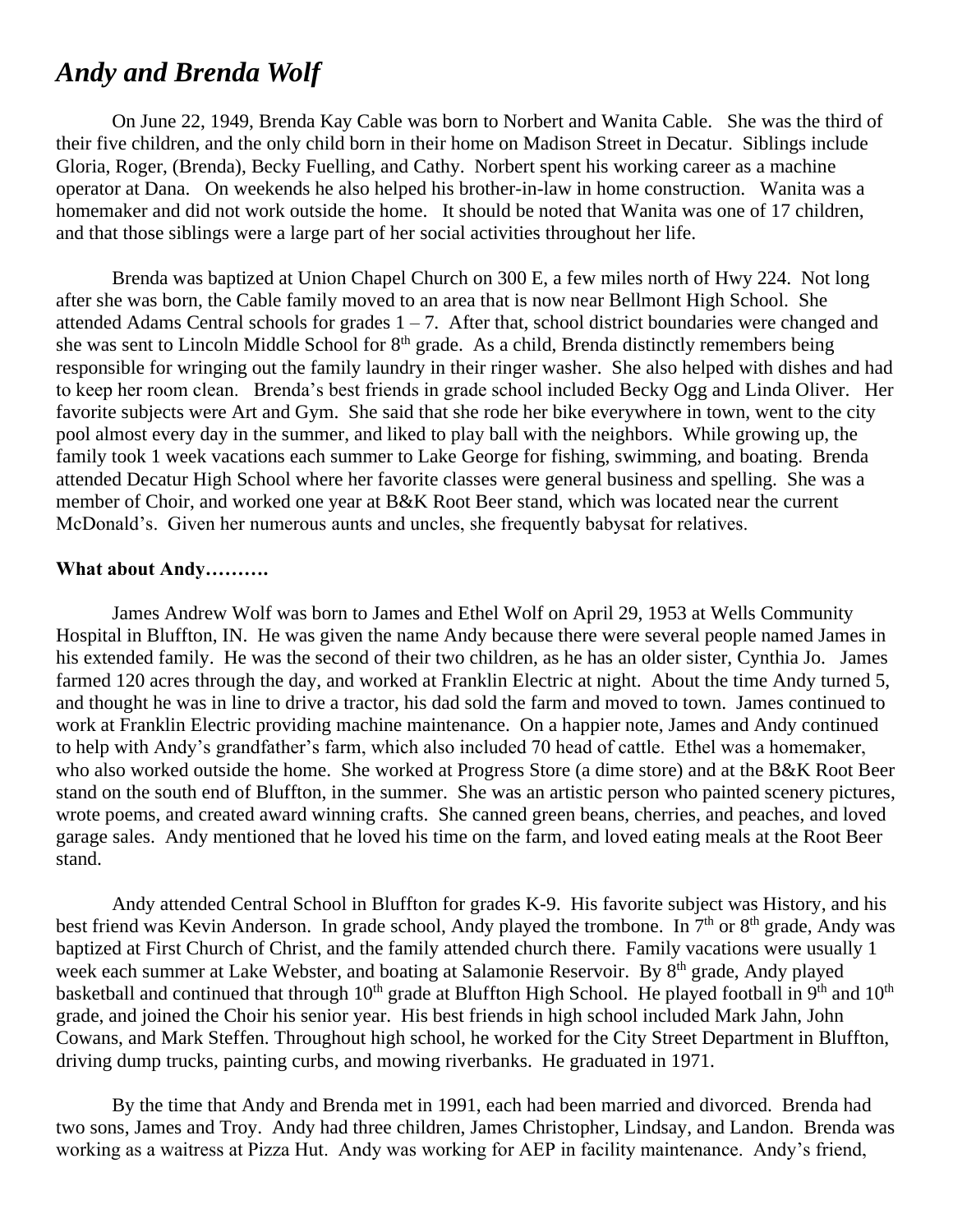# *Andy and Brenda Wolf*

On June 22, 1949, Brenda Kay Cable was born to Norbert and Wanita Cable. She was the third of their five children, and the only child born in their home on Madison Street in Decatur. Siblings include Gloria, Roger, (Brenda), Becky Fuelling, and Cathy. Norbert spent his working career as a machine operator at Dana. On weekends he also helped his brother-in-law in home construction. Wanita was a homemaker and did not work outside the home. It should be noted that Wanita was one of 17 children, and that those siblings were a large part of her social activities throughout her life.

Brenda was baptized at Union Chapel Church on 300 E, a few miles north of Hwy 224. Not long after she was born, the Cable family moved to an area that is now near Bellmont High School. She attended Adams Central schools for grades 1 – 7. After that, school district boundaries were changed and she was sent to Lincoln Middle School for 8th grade. As a child, Brenda distinctly remembers being responsible for wringing out the family laundry in their ringer washer. She also helped with dishes and had to keep her room clean. Brenda's best friends in grade school included Becky Ogg and Linda Oliver. Her favorite subjects were Art and Gym. She said that she rode her bike everywhere in town, went to the city pool almost every day in the summer, and liked to play ball with the neighbors. While growing up, the family took 1 week vacations each summer to Lake George for fishing, swimming, and boating. Brenda attended Decatur High School where her favorite classes were general business and spelling. She was a member of Choir, and worked one year at B&K Root Beer stand, which was located near the current McDonald's. Given her numerous aunts and uncles, she frequently babysat for relatives.

**What about Andy……….**

James Andrew Wolf was born to James and Ethel Wolf on April 29, 1953 at Wells Community Hospital in Bluffton, IN. He was given the name Andy because there were several people named James in his extended family. He was the second of their two children, as he has an older sister, Cynthia Jo. James farmed 120 acres through the day, and worked at Franklin Electric at night. About the time Andy turned 5, and thought he was in line to drive a tractor, his dad sold the farm and moved to town. James continued to work at Franklin Electric providing machine maintenance. On a happier note, James and Andy continued to help with Andy's grandfather's farm, which also included 70 head of cattle. Ethel was a homemaker, who also worked outside the home. She worked at Progress Store (a dime store) and at the B&K Root Beer stand on the south end of Bluffton, in the summer. She was an artistic person who painted scenery pictures, wrote poems, and created award winning crafts. She canned green beans, cherries, and peaches, and loved garage sales. Andy mentioned that he loved his time on the farm, and loved eating meals at the Root Beer stand.

Andy attended Central School in Bluffton for grades K-9. His favorite subject was History, and his best friend was Kevin Anderson. In grade school, Andy played the trombone. In 7th or 8th grade, Andy was baptized at First Church of Christ, and the family attended church there. Family vacations were usually 1 week each summer at Lake Webster, and boating at Salamonie Reservoir. By 8th grade, Andy played basketball and continued that through 10th grade at Bluffton High School. He played football in 9th and 10th grade, and joined the Choir his senior year. His best friends in high school included Mark Jahn, John Cowans, and Mark Steffen. Throughout high school, he worked for the City Street Department in Bluffton, driving dump trucks, painting curbs, and mowing riverbanks. He graduated in 1971.

By the time that Andy and Brenda met in 1991, each had been married and divorced. Brenda had two sons, James and Troy. Andy had three children, James Christopher, Lindsay, and Landon. Brenda was working as a waitress at Pizza Hut. Andy was working for AEP in facility maintenance. Andy's friend,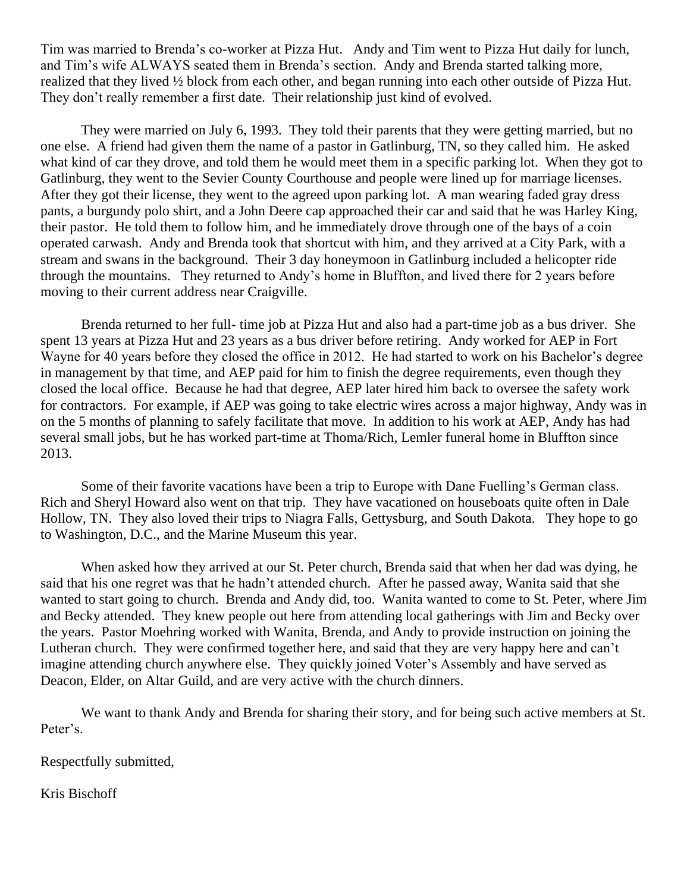Tim was married to Brenda's co-worker at Pizza Hut. Andy and Tim went to Pizza Hut daily for lunch, and Tim's wife ALWAYS seated them in Brenda's section. Andy and Brenda started talking more, realized that they lived ½ block from each other, and began running into each other outside of Pizza Hut. They don't really remember a first date. Their relationship just kind of evolved.

They were married on July 6, 1993. They told their parents that they were getting married, but no one else. A friend had given them the name of a pastor in Gatlinburg, TN, so they called him. He asked what kind of car they drove, and told them he would meet them in a specific parking lot. When they got to Gatlinburg, they went to the Sevier County Courthouse and people were lined up for marriage licenses. After they got their license, they went to the agreed upon parking lot. A man wearing faded gray dress pants, a burgundy polo shirt, and a John Deere cap approached their car and said that he was Harley King, their pastor. He told them to follow him, and he immediately drove through one of the bays of a coin operated carwash. Andy and Brenda took that shortcut with him, and they arrived at a City Park, with a stream and swans in the background. Their 3 day honeymoon in Gatlinburg included a helicopter ride through the mountains. They returned to Andy's home in Bluffton, and lived there for 2 years before moving to their current address near Craigville.

Brenda returned to her full- time job at Pizza Hut and also had a part-time job as a bus driver. She spent 13 years at Pizza Hut and 23 years as a bus driver before retiring. Andy worked for AEP in Fort Wayne for 40 years before they closed the office in 2012. He had started to work on his Bachelor's degree in management by that time, and AEP paid for him to finish the degree requirements, even though they closed the local office. Because he had that degree, AEP later hired him back to oversee the safety work for contractors. For example, if AEP was going to take electric wires across a major highway, Andy was in on the 5 months of planning to safely facilitate that move. In addition to his work at AEP, Andy has had several small jobs, but he has worked part-time at Thoma/Rich, Lemler funeral home in Bluffton since 2013.

Some of their favorite vacations have been a trip to Europe with Dane Fuelling's German class. Rich and Sheryl Howard also went on that trip. They have vacationed on houseboats quite often in Dale Hollow, TN. They also loved their trips to Niagra Falls, Gettysburg, and South Dakota. They hope to go to Washington, D.C., and the Marine Museum this year.

When asked how they arrived at our St. Peter church, Brenda said that when her dad was dying, he said that his one regret was that he hadn't attended church. After he passed away, Wanita said that she wanted to start going to church. Brenda and Andy did, too. Wanita wanted to come to St. Peter, where Jim and Becky attended. They knew people out here from attending local gatherings with Jim and Becky over the years. Pastor Moehring worked with Wanita, Brenda, and Andy to provide instruction on joining the Lutheran church. They were confirmed together here, and said that they are very happy here and can't imagine attending church anywhere else. They quickly joined Voter's Assembly and have served as Deacon, Elder, on Altar Guild, and are very active with the church dinners.

We want to thank Andy and Brenda for sharing their story, and for being such active members at St. Peter's.

Respectfully submitted,

Kris Bischoff